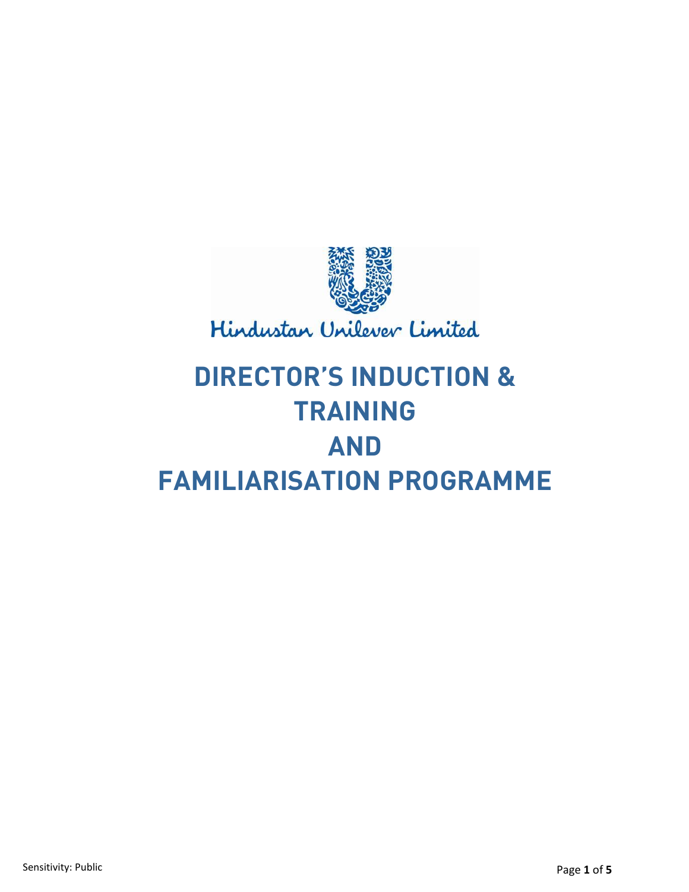Hindustan Unilever Limited

# DIRECTOR'S INDUCTION & TRAINING AND FAMILIARISATION PROGRAMME

Sensitivity: Public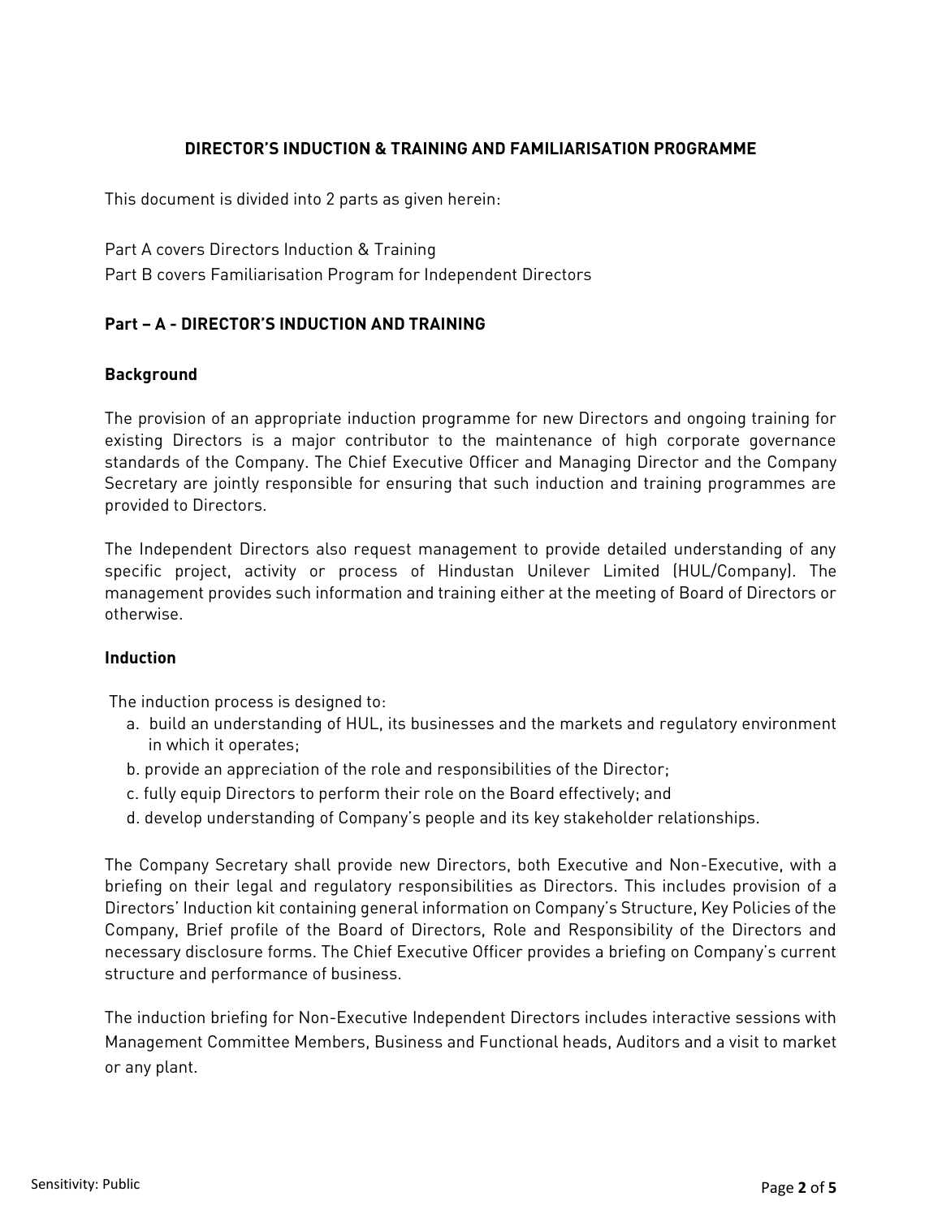## DIRECTOR'S INDUCTION & TRAINING AND FAMILIARISATION PROGRAMME

This document is divided into 2 parts as given herein:

Part A covers Directors Induction & Training
Part B covers Familiarisation Program for Independent Directors

### Part – A - DIRECTOR'S INDUCTION AND TRAINING

**Background**

The provision of an appropriate induction programme for new Directors and ongoing training for existing Directors is a major contributor to the maintenance of high corporate governance standards of the Company. The Chief Executive Officer and Managing Director and the Company Secretary are jointly responsible for ensuring that such induction and training programmes are provided to Directors.

The Independent Directors also request management to provide detailed understanding of any specific project, activity or process of Hindustan Unilever Limited (HUL/Company). The management provides such information and training either at the meeting of Board of Directors or otherwise.

**Induction**

The induction process is designed to:

a. build an understanding of HUL, its businesses and the markets and regulatory environment in which it operates;
b. provide an appreciation of the role and responsibilities of the Director;
c. fully equip Directors to perform their role on the Board effectively; and
d. develop understanding of Company's people and its key stakeholder relationships.

The Company Secretary shall provide new Directors, both Executive and Non-Executive, with a briefing on their legal and regulatory responsibilities as Directors. This includes provision of a Directors' Induction kit containing general information on Company's Structure, Key Policies of the Company, Brief profile of the Board of Directors, Role and Responsibility of the Directors and necessary disclosure forms. The Chief Executive Officer provides a briefing on Company's current structure and performance of business.

The induction briefing for Non-Executive Independent Directors includes interactive sessions with Management Committee Members, Business and Functional heads, Auditors and a visit to market or any plant.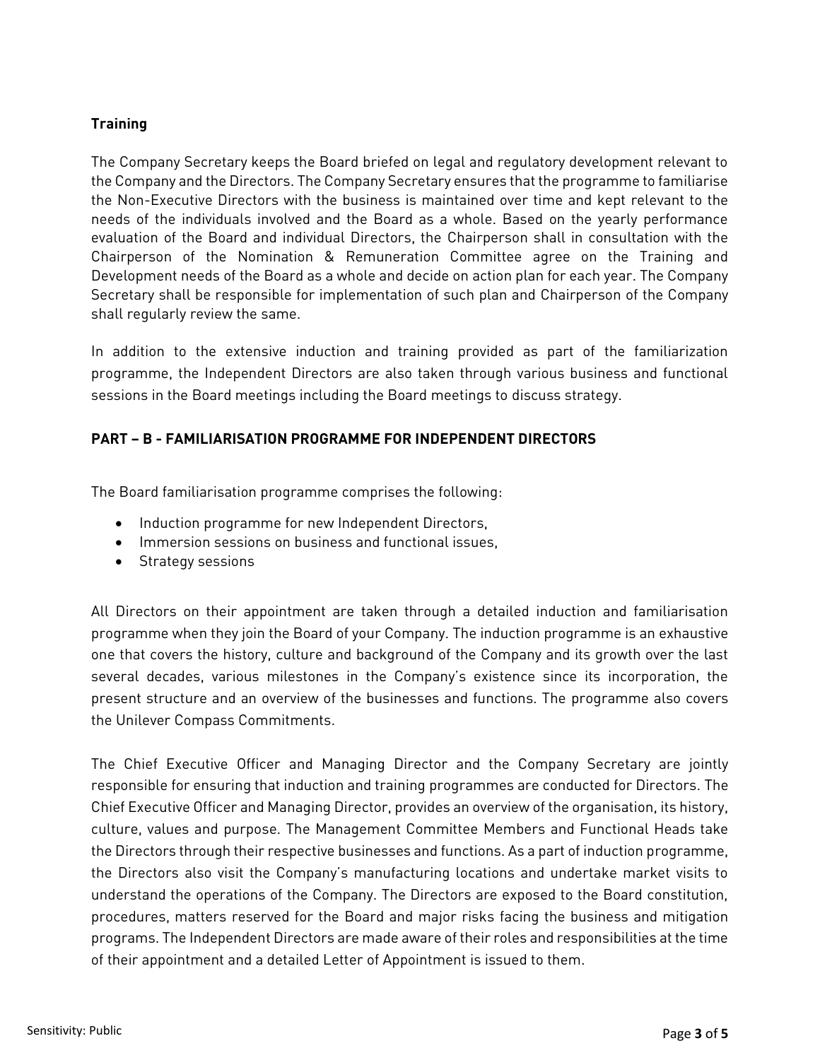**Training**

The Company Secretary keeps the Board briefed on legal and regulatory development relevant to the Company and the Directors. The Company Secretary ensures that the programme to familiarise the Non-Executive Directors with the business is maintained over time and kept relevant to the needs of the individuals involved and the Board as a whole. Based on the yearly performance evaluation of the Board and individual Directors, the Chairperson shall in consultation with the Chairperson of the Nomination & Remuneration Committee agree on the Training and Development needs of the Board as a whole and decide on action plan for each year. The Company Secretary shall be responsible for implementation of such plan and Chairperson of the Company shall regularly review the same.

In addition to the extensive induction and training provided as part of the familiarization programme, the Independent Directors are also taken through various business and functional sessions in the Board meetings including the Board meetings to discuss strategy.

## PART – B - FAMILIARISATION PROGRAMME FOR INDEPENDENT DIRECTORS

The Board familiarisation programme comprises the following:

- Induction programme for new Independent Directors,
- Immersion sessions on business and functional issues,
- Strategy sessions

All Directors on their appointment are taken through a detailed induction and familiarisation programme when they join the Board of your Company. The induction programme is an exhaustive one that covers the history, culture and background of the Company and its growth over the last several decades, various milestones in the Company's existence since its incorporation, the present structure and an overview of the businesses and functions. The programme also covers the Unilever Compass Commitments.

The Chief Executive Officer and Managing Director and the Company Secretary are jointly responsible for ensuring that induction and training programmes are conducted for Directors. The Chief Executive Officer and Managing Director, provides an overview of the organisation, its history, culture, values and purpose. The Management Committee Members and Functional Heads take the Directors through their respective businesses and functions. As a part of induction programme, the Directors also visit the Company's manufacturing locations and undertake market visits to understand the operations of the Company. The Directors are exposed to the Board constitution, procedures, matters reserved for the Board and major risks facing the business and mitigation programs. The Independent Directors are made aware of their roles and responsibilities at the time of their appointment and a detailed Letter of Appointment is issued to them.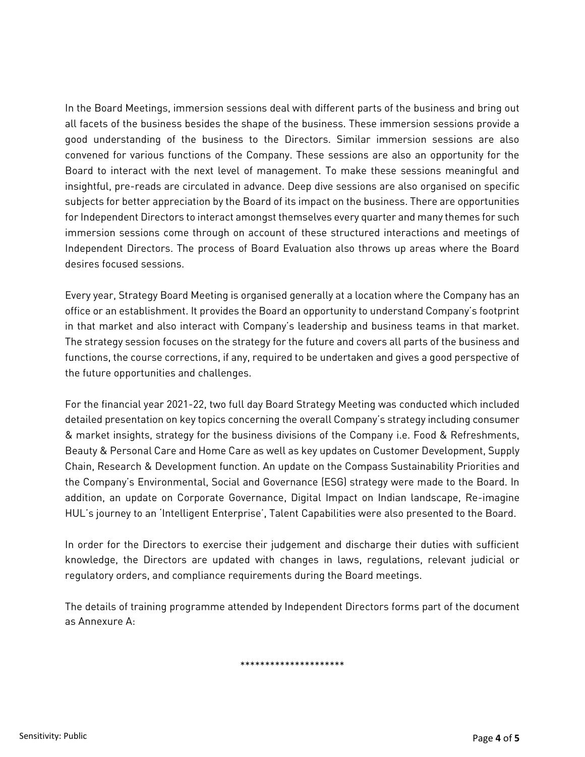In the Board Meetings, immersion sessions deal with different parts of the business and bring out all facets of the business besides the shape of the business. These immersion sessions provide a good understanding of the business to the Directors. Similar immersion sessions are also convened for various functions of the Company. These sessions are also an opportunity for the Board to interact with the next level of management. To make these sessions meaningful and insightful, pre-reads are circulated in advance. Deep dive sessions are also organised on specific subjects for better appreciation by the Board of its impact on the business. There are opportunities for Independent Directors to interact amongst themselves every quarter and many themes for such immersion sessions come through on account of these structured interactions and meetings of Independent Directors. The process of Board Evaluation also throws up areas where the Board desires focused sessions.

Every year, Strategy Board Meeting is organised generally at a location where the Company has an office or an establishment. It provides the Board an opportunity to understand Company's footprint in that market and also interact with Company's leadership and business teams in that market. The strategy session focuses on the strategy for the future and covers all parts of the business and functions, the course corrections, if any, required to be undertaken and gives a good perspective of the future opportunities and challenges.

For the financial year 2021-22, two full day Board Strategy Meeting was conducted which included detailed presentation on key topics concerning the overall Company's strategy including consumer & market insights, strategy for the business divisions of the Company i.e. Food & Refreshments, Beauty & Personal Care and Home Care as well as key updates on Customer Development, Supply Chain, Research & Development function. An update on the Compass Sustainability Priorities and the Company's Environmental, Social and Governance (ESG) strategy were made to the Board. In addition, an update on Corporate Governance, Digital Impact on Indian landscape, Re-imagine HUL's journey to an 'Intelligent Enterprise', Talent Capabilities were also presented to the Board.

In order for the Directors to exercise their judgement and discharge their duties with sufficient knowledge, the Directors are updated with changes in laws, regulations, relevant judicial or regulatory orders, and compliance requirements during the Board meetings.

The details of training programme attended by Independent Directors forms part of the document as Annexure A:

*********************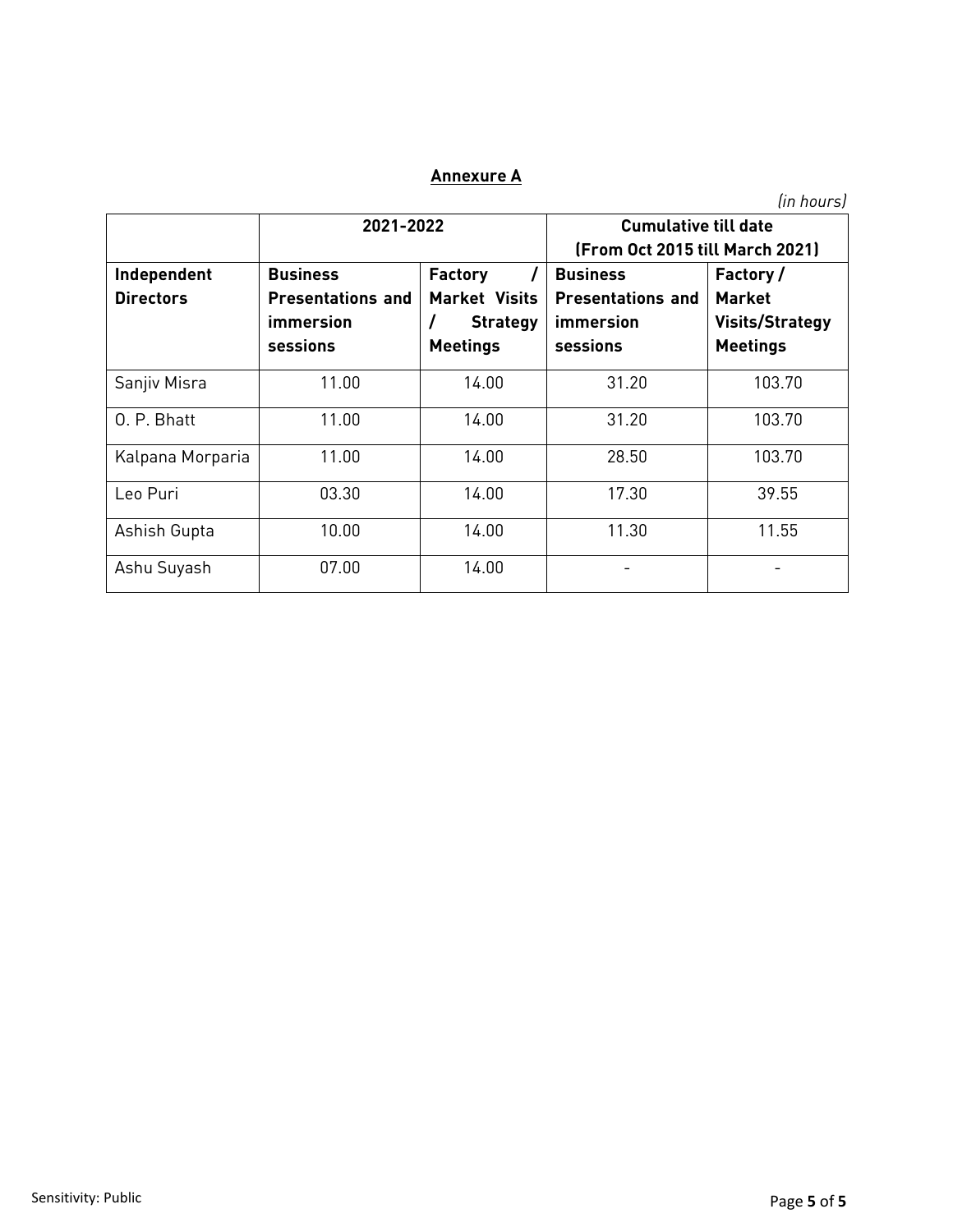**Annexure A**

*(in hours)*

| | 2021-2022 | | Cumulative till date (From Oct 2015 till March 2021) | |
|---|---|---|---|---|
| **Independent Directors** | **Business Presentations and immersion sessions** | **Factory / Market Visits / Strategy Meetings** | **Business Presentations and immersion sessions** | **Factory / Market Visits/Strategy Meetings** |
| Sanjiv Misra | 11.00 | 14.00 | 31.20 | 103.70 |
| O. P. Bhatt | 11.00 | 14.00 | 31.20 | 103.70 |
| Kalpana Morparia | 11.00 | 14.00 | 28.50 | 103.70 |
| Leo Puri | 03.30 | 14.00 | 17.30 | 39.55 |
| Ashish Gupta | 10.00 | 14.00 | 11.30 | 11.55 |
| Ashu Suyash | 07.00 | 14.00 | - | - |

Sensitivity: Public